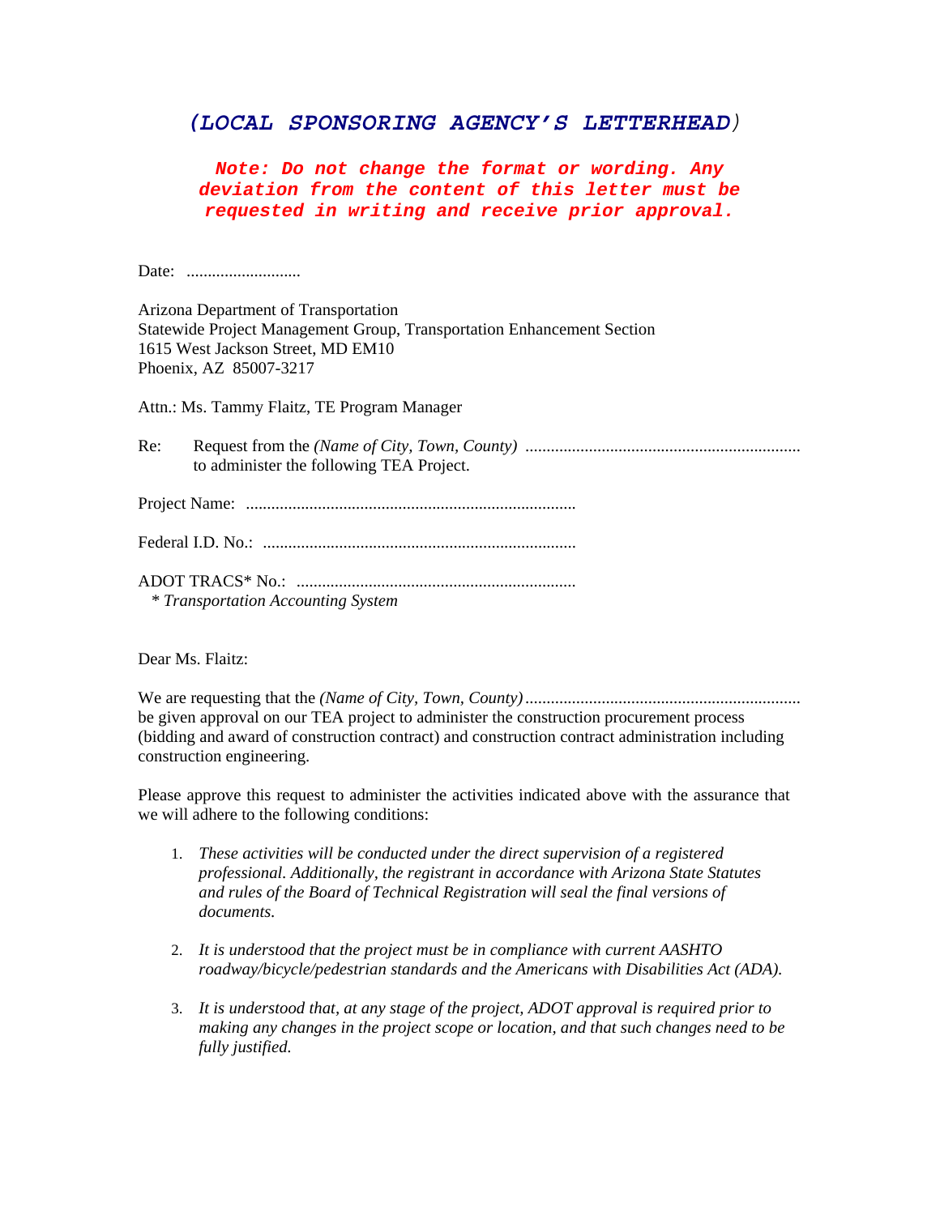***(LOCAL SPONSORING AGENCY'S LETTERHEAD)***

***Note: Do not change the format or wording. Any deviation from the content of this letter must be requested in writing and receive prior approval.***

Date: ...........................

Arizona Department of Transportation
Statewide Project Management Group, Transportation Enhancement Section
1615 West Jackson Street, MD EM10
Phoenix, AZ 85007-3217

Attn.: Ms. Tammy Flaitz, TE Program Manager

Re: Request from the *(Name of City, Town, County)* ................................................................. to administer the following TEA Project.

Project Name: .............................................................................

Federal I.D. No.: .........................................................................

ADOT TRACS* No.: .................................................................
 * *Transportation Accounting System*

Dear Ms. Flaitz:

We are requesting that the *(Name of City, Town, County)* ................................................................. be given approval on our TEA project to administer the construction procurement process (bidding and award of construction contract) and construction contract administration including construction engineering.

Please approve this request to administer the activities indicated above with the assurance that we will adhere to the following conditions:

1. *These activities will be conducted under the direct supervision of a registered professional. Additionally, the registrant in accordance with Arizona State Statutes and rules of the Board of Technical Registration will seal the final versions of documents.*

2. *It is understood that the project must be in compliance with current AASHTO roadway/bicycle/pedestrian standards and the Americans with Disabilities Act (ADA).*

3. *It is understood that, at any stage of the project, ADOT approval is required prior to making any changes in the project scope or location, and that such changes need to be fully justified.*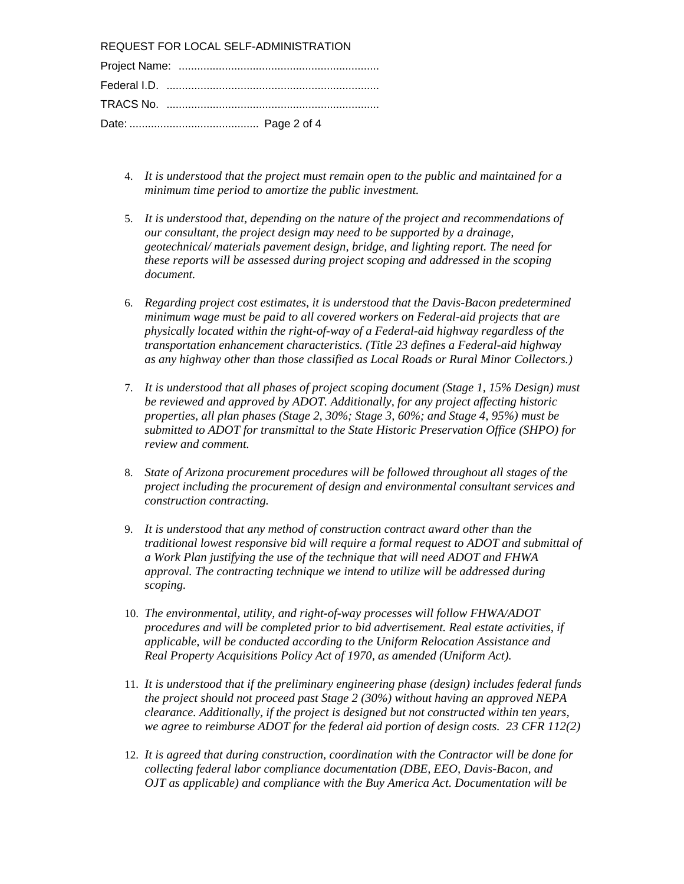4. *It is understood that the project must remain open to the public and maintained for a minimum time period to amortize the public investment.*

5. *It is understood that, depending on the nature of the project and recommendations of our consultant, the project design may need to be supported by a drainage, geotechnical/ materials pavement design, bridge, and lighting report. The need for these reports will be assessed during project scoping and addressed in the scoping document.*

6. *Regarding project cost estimates, it is understood that the Davis-Bacon predetermined minimum wage must be paid to all covered workers on Federal-aid projects that are physically located within the right-of-way of a Federal-aid highway regardless of the transportation enhancement characteristics. (Title 23 defines a Federal-aid highway as any highway other than those classified as Local Roads or Rural Minor Collectors.)*

7. *It is understood that all phases of project scoping document (Stage 1, 15% Design) must be reviewed and approved by ADOT. Additionally, for any project affecting historic properties, all plan phases (Stage 2, 30%; Stage 3, 60%; and Stage 4, 95%) must be submitted to ADOT for transmittal to the State Historic Preservation Office (SHPO) for review and comment.*

8. *State of Arizona procurement procedures will be followed throughout all stages of the project including the procurement of design and environmental consultant services and construction contracting.*

9. *It is understood that any method of construction contract award other than the traditional lowest responsive bid will require a formal request to ADOT and submittal of a Work Plan justifying the use of the technique that will need ADOT and FHWA approval. The contracting technique we intend to utilize will be addressed during scoping.*

10. *The environmental, utility, and right-of-way processes will follow FHWA/ADOT procedures and will be completed prior to bid advertisement. Real estate activities, if applicable, will be conducted according to the Uniform Relocation Assistance and Real Property Acquisitions Policy Act of 1970, as amended (Uniform Act).*

11. *It is understood that if the preliminary engineering phase (design) includes federal funds the project should not proceed past Stage 2 (30%) without having an approved NEPA clearance. Additionally, if the project is designed but not constructed within ten years, we agree to reimburse ADOT for the federal aid portion of design costs. 23 CFR 112(2)*

12. *It is agreed that during construction, coordination with the Contractor will be done for collecting federal labor compliance documentation (DBE, EEO, Davis-Bacon, and OJT as applicable) and compliance with the Buy America Act. Documentation will be*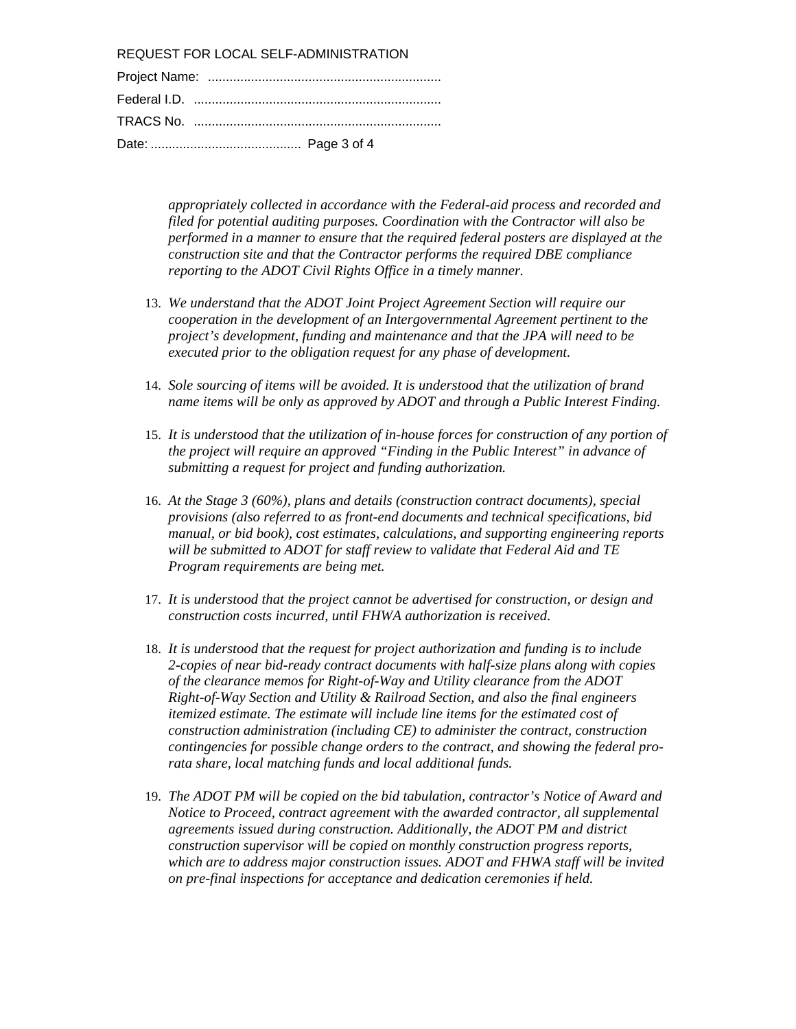*appropriately collected in accordance with the Federal-aid process and recorded and filed for potential auditing purposes. Coordination with the Contractor will also be performed in a manner to ensure that the required federal posters are displayed at the construction site and that the Contractor performs the required DBE compliance reporting to the ADOT Civil Rights Office in a timely manner.*

13. *We understand that the ADOT Joint Project Agreement Section will require our cooperation in the development of an Intergovernmental Agreement pertinent to the project's development, funding and maintenance and that the JPA will need to be executed prior to the obligation request for any phase of development.*

14. *Sole sourcing of items will be avoided. It is understood that the utilization of brand name items will be only as approved by ADOT and through a Public Interest Finding.*

15. *It is understood that the utilization of in-house forces for construction of any portion of the project will require an approved "Finding in the Public Interest" in advance of submitting a request for project and funding authorization.*

16. *At the Stage 3 (60%), plans and details (construction contract documents), special provisions (also referred to as front-end documents and technical specifications, bid manual, or bid book), cost estimates, calculations, and supporting engineering reports will be submitted to ADOT for staff review to validate that Federal Aid and TE Program requirements are being met.*

17. *It is understood that the project cannot be advertised for construction, or design and construction costs incurred, until FHWA authorization is received.*

18. *It is understood that the request for project authorization and funding is to include 2-copies of near bid-ready contract documents with half-size plans along with copies of the clearance memos for Right-of-Way and Utility clearance from the ADOT Right-of-Way Section and Utility & Railroad Section, and also the final engineers itemized estimate. The estimate will include line items for the estimated cost of construction administration (including CE) to administer the contract, construction contingencies for possible change orders to the contract, and showing the federal pro-rata share, local matching funds and local additional funds.*

19. *The ADOT PM will be copied on the bid tabulation, contractor's Notice of Award and Notice to Proceed, contract agreement with the awarded contractor, all supplemental agreements issued during construction. Additionally, the ADOT PM and district construction supervisor will be copied on monthly construction progress reports, which are to address major construction issues. ADOT and FHWA staff will be invited on pre-final inspections for acceptance and dedication ceremonies if held.*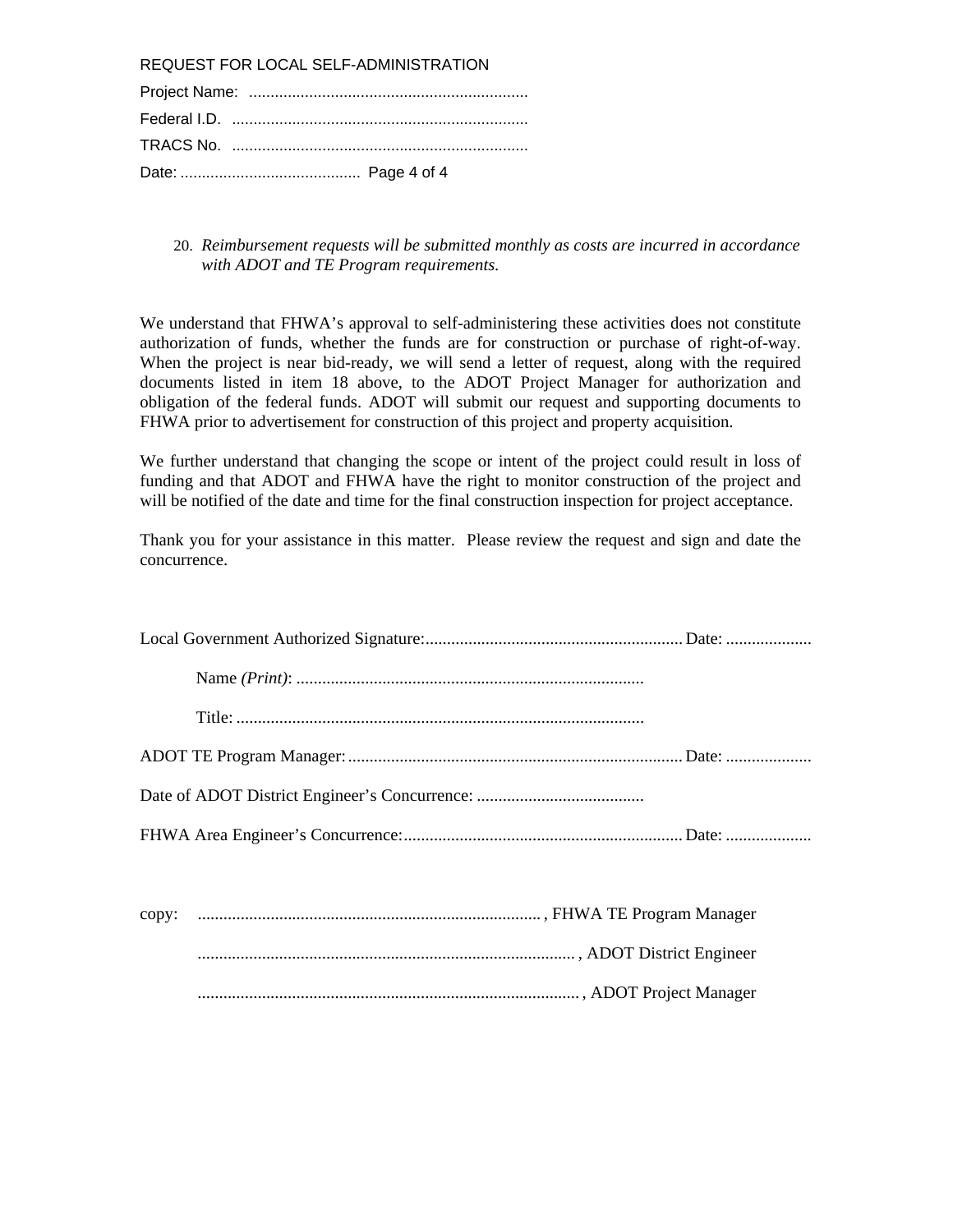REQUEST FOR LOCAL SELF-ADMINISTRATION

Project Name: ..................................................................

Federal I.D. ......................................................................

TRACS No. ......................................................................

Date: ..........................................

20. *Reimbursement requests will be submitted monthly as costs are incurred in accordance with ADOT and TE Program requirements.*

We understand that FHWA's approval to self-administering these activities does not constitute authorization of funds, whether the funds are for construction or purchase of right-of-way. When the project is near bid-ready, we will send a letter of request, along with the required documents listed in item 18 above, to the ADOT Project Manager for authorization and obligation of the federal funds. ADOT will submit our request and supporting documents to FHWA prior to advertisement for construction of this project and property acquisition.

We further understand that changing the scope or intent of the project could result in loss of funding and that ADOT and FHWA have the right to monitor construction of the project and will be notified of the date and time for the final construction inspection for project acceptance.

Thank you for your assistance in this matter. Please review the request and sign and date the concurrence.

Local Government Authorized Signature:............................................................ Date: ....................

Name *(Print)*: .................................................................................

Title: ...............................................................................................

ADOT TE Program Manager: ............................................................................. Date: ....................

Date of ADOT District Engineer's Concurrence: .......................................

FHWA Area Engineer's Concurrence: ................................................................. Date: ....................

copy: ................................................................................ , FHWA TE Program Manager

....................................................................................... , ADOT District Engineer

......................................................................................... , ADOT Project Manager